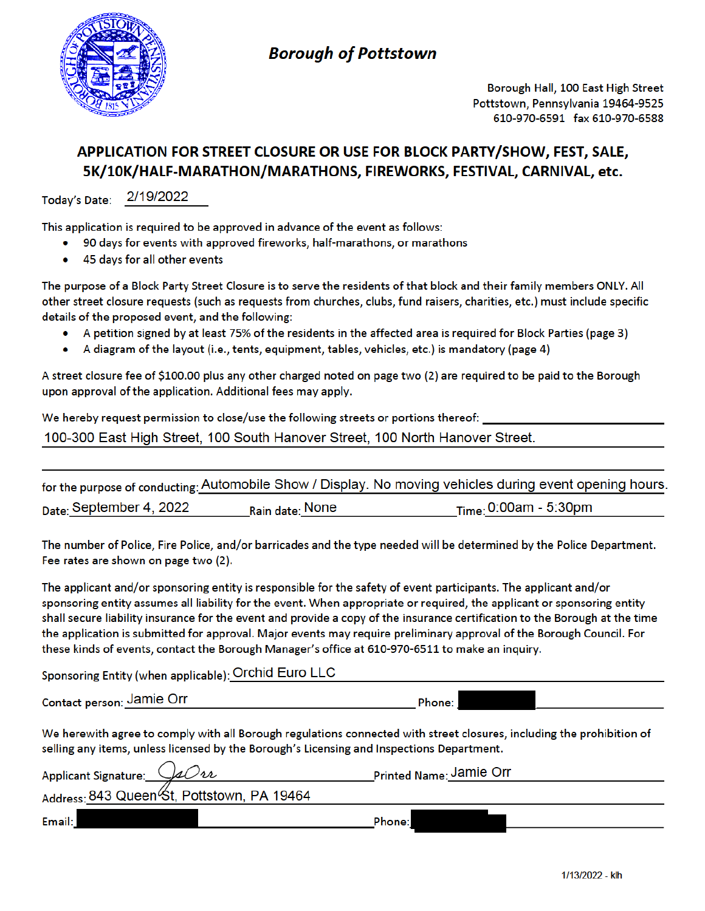# Borough of Pottstown

Borough Hall, 100 East High Street
Pottstown, Pennsylvania 19464-9525
610-970-6591 fax 610-970-6588

## APPLICATION FOR STREET CLOSURE OR USE FOR BLOCK PARTY/SHOW, FEST, SALE, 5K/10K/HALF-MARATHON/MARATHONS, FIREWORKS, FESTIVAL, CARNIVAL, etc.

Today's Date: 2/19/2022

This application is required to be approved in advance of the event as follows:

- 90 days for events with approved fireworks, half-marathons, or marathons
- 45 days for all other events

The purpose of a Block Party Street Closure is to serve the residents of that block and their family members ONLY. All other street closure requests (such as requests from churches, clubs, fund raisers, charities, etc.) must include specific details of the proposed event, and the following:

- A petition signed by at least 75% of the residents in the affected area is required for Block Parties (page 3)
- A diagram of the layout (i.e., tents, equipment, tables, vehicles, etc.) is mandatory (page 4)

A street closure fee of $100.00 plus any other charged noted on page two (2) are required to be paid to the Borough upon approval of the application. Additional fees may apply.

We hereby request permission to close/use the following streets or portions thereof: 100-300 East High Street, 100 South Hanover Street, 100 North Hanover Street.

for the purpose of conducting: Automobile Show / Display. No moving vehicles during event opening hours.

Date: September 4, 2022 Rain date: None Time: 0:00am - 5:30pm

The number of Police, Fire Police, and/or barricades and the type needed will be determined by the Police Department. Fee rates are shown on page two (2).

The applicant and/or sponsoring entity is responsible for the safety of event participants. The applicant and/or sponsoring entity assumes all liability for the event. When appropriate or required, the applicant or sponsoring entity shall secure liability insurance for the event and provide a copy of the insurance certification to the Borough at the time the application is submitted for approval. Major events may require preliminary approval of the Borough Council. For these kinds of events, contact the Borough Manager's office at 610-970-6511 to make an inquiry.

Sponsoring Entity (when applicable): Orchid Euro LLC

Contact person: Jamie Orr Phone: [REDACTED]

We herewith agree to comply with all Borough regulations connected with street closures, including the prohibition of selling any items, unless licensed by the Borough's Licensing and Inspections Department.

Applicant Signature: JaOrr Printed Name: Jamie Orr

Address: 843 Queen St, Pottstown, PA 19464

Email: [REDACTED] Phone: [REDACTED]

1/13/2022 - klh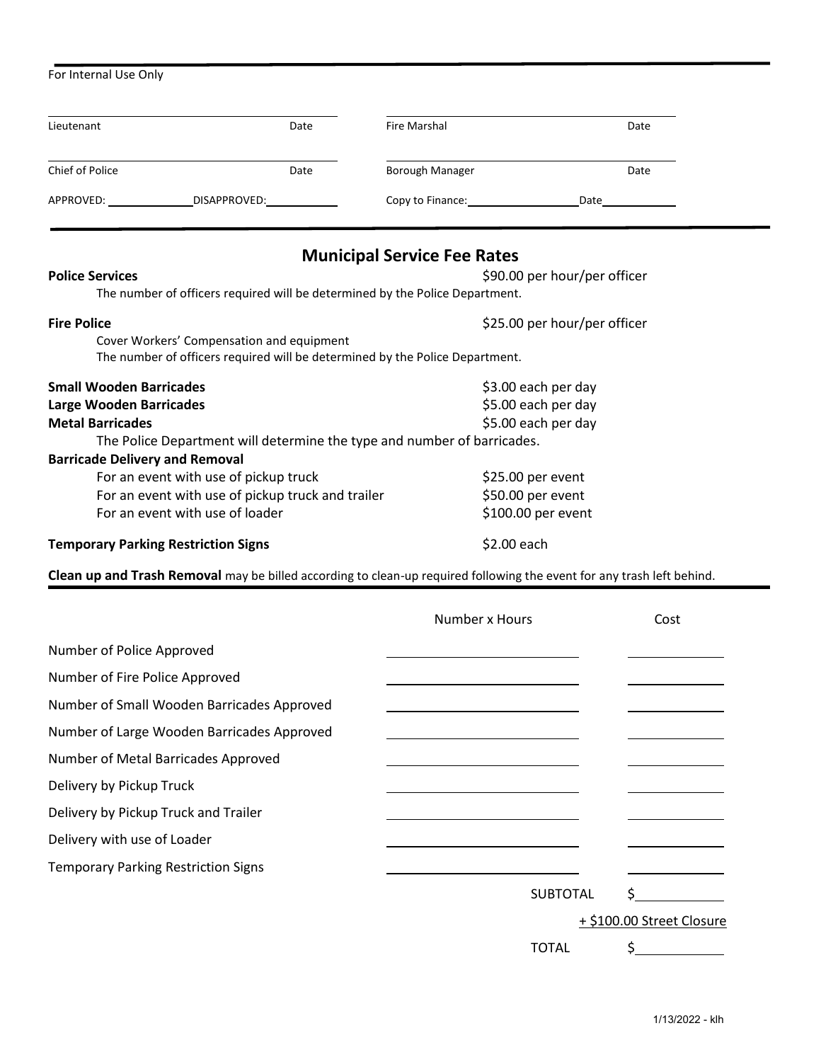For Internal Use Only

| | | | |
|---|---|---|---|
| Lieutenant | Date | Fire Marshal | Date |
| Chief of Police | Date | Borough Manager | Date |
| APPROVED: ______ | DISAPPROVED: ______ | Copy to Finance: ______ | Date ______ |

## Municipal Service Fee Rates

**Police Services** — $90.00 per hour/per officer

The number of officers required will be determined by the Police Department.

**Fire Police** — $25.00 per hour/per officer

Cover Workers' Compensation and equipment

The number of officers required will be determined by the Police Department.

**Small Wooden Barricades** — $3.00 each per day

**Large Wooden Barricades** — $5.00 each per day

**Metal Barricades** — $5.00 each per day

The Police Department will determine the type and number of barricades.

**Barricade Delivery and Removal**

- For an event with use of pickup truck — $25.00 per event
- For an event with use of pickup truck and trailer — $50.00 per event
- For an event with use of loader — $100.00 per event

**Temporary Parking Restriction Signs** — $2.00 each

**Clean up and Trash Removal** may be billed according to clean-up required following the event for any trash left behind.

| | Number x Hours | Cost |
|---|---|---|
| Number of Police Approved | | |
| Number of Fire Police Approved | | |
| Number of Small Wooden Barricades Approved | | |
| Number of Large Wooden Barricades Approved | | |
| Number of Metal Barricades Approved | | |
| Delivery by Pickup Truck | | |
| Delivery by Pickup Truck and Trailer | | |
| Delivery with use of Loader | | |
| Temporary Parking Restriction Signs | | |
| | SUBTOTAL | $ |
| | | + $100.00 Street Closure |
| | TOTAL | $ |

1/13/2022 - klh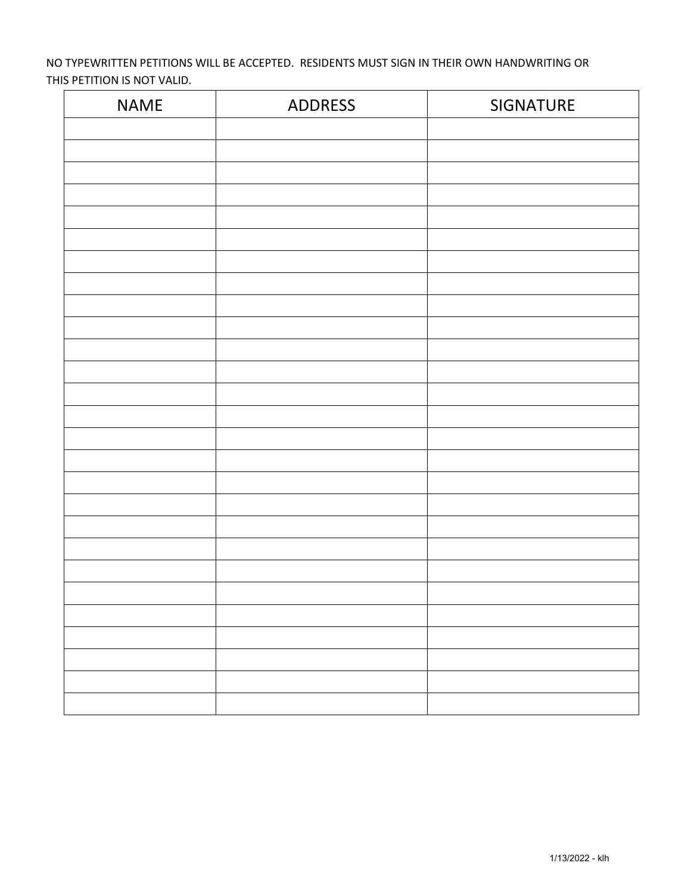NO TYPEWRITTEN PETITIONS WILL BE ACCEPTED. RESIDENTS MUST SIGN IN THEIR OWN HANDWRITING OR THIS PETITION IS NOT VALID.

| NAME | ADDRESS | SIGNATURE |
|---|---|---|
| | | |
| | | |
| | | |
| | | |
| | | |
| | | |
| | | |
| | | |
| | | |
| | | |
| | | |
| | | |
| | | |
| | | |
| | | |
| | | |
| | | |
| | | |
| | | |
| | | |
| | | |
| | | |
| | | |
| | | |
| | | |
| | | |
| | | |
| | | |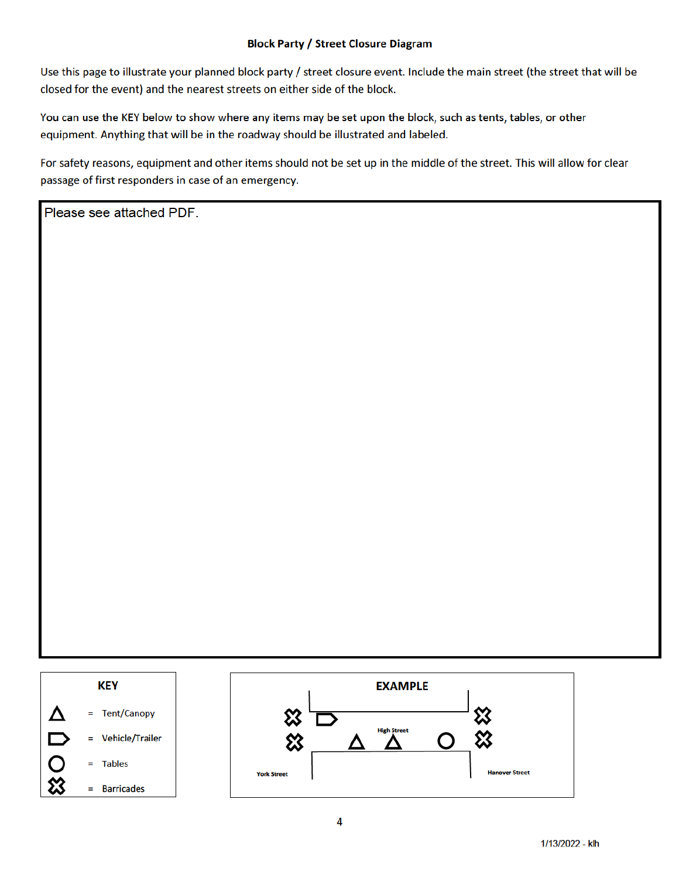## Block Party / Street Closure Diagram

Use this page to illustrate your planned block party / street closure event. Include the main street (the street that will be closed for the event) and the nearest streets on either side of the block.

You can use the KEY below to show where any items may be set upon the block, such as tents, tables, or other equipment. Anything that will be in the roadway should be illustrated and labeled.

For safety reasons, equipment and other items should not be set up in the middle of the street. This will allow for clear passage of first responders in case of an emergency.

Please see attached PDF.

**KEY**

| | | |
|---|---|---|
| △ | = | Tent/Canopy |
| ▷ | = | Vehicle/Trailer |
| ○ | = | Tables |
| ✖ | = | Barricades |

**EXAMPLE**

High Street

York Street

Hanover Street

1/13/2022 - klh